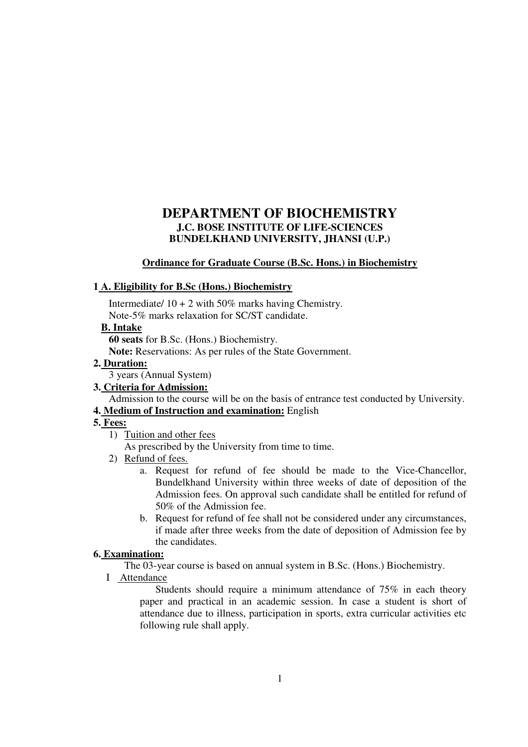# DEPARTMENT OF BIOCHEMISTRY

## J.C. BOSE INSTITUTE OF LIFE-SCIENCES

## BUNDELKHAND UNIVERSITY, JHANSI (U.P.)

**<u>Ordinance for Graduate Course (B.Sc. Hons.) in Biochemistry</u>**

**1 <u>A. Eligibility for B.Sc (Hons.) Biochemistry</u>**

Intermediate/ 10 + 2 with 50% marks having Chemistry.
Note-5% marks relaxation for SC/ST candidate.

**<u>B. Intake</u>**

**60 seats** for B.Sc. (Hons.) Biochemistry.
**Note:** Reservations: As per rules of the State Government.

**2. <u>Duration:</u>**

3 years (Annual System)

**3. <u>Criteria for Admission:</u>**

Admission to the course will be on the basis of entrance test conducted by University.

**4. <u>Medium of Instruction and examination:</u>** English

**5. <u>Fees:</u>**

1) <u>Tuition and other fees</u>
   As prescribed by the University from time to time.
2) <u>Refund of fees.</u>
   a. Request for refund of fee should be made to the Vice-Chancellor, Bundelkhand University within three weeks of date of deposition of the Admission fees. On approval such candidate shall be entitled for refund of 50% of the Admission fee.
   b. Request for refund of fee shall not be considered under any circumstances, if made after three weeks from the date of deposition of Admission fee by the candidates.

**6. <u>Examination:</u>**

The 03-year course is based on annual system in B.Sc. (Hons.) Biochemistry.

I <u>Attendance</u>

Students should require a minimum attendance of 75% in each theory paper and practical in an academic session. In case a student is short of attendance due to illness, participation in sports, extra curricular activities etc following rule shall apply.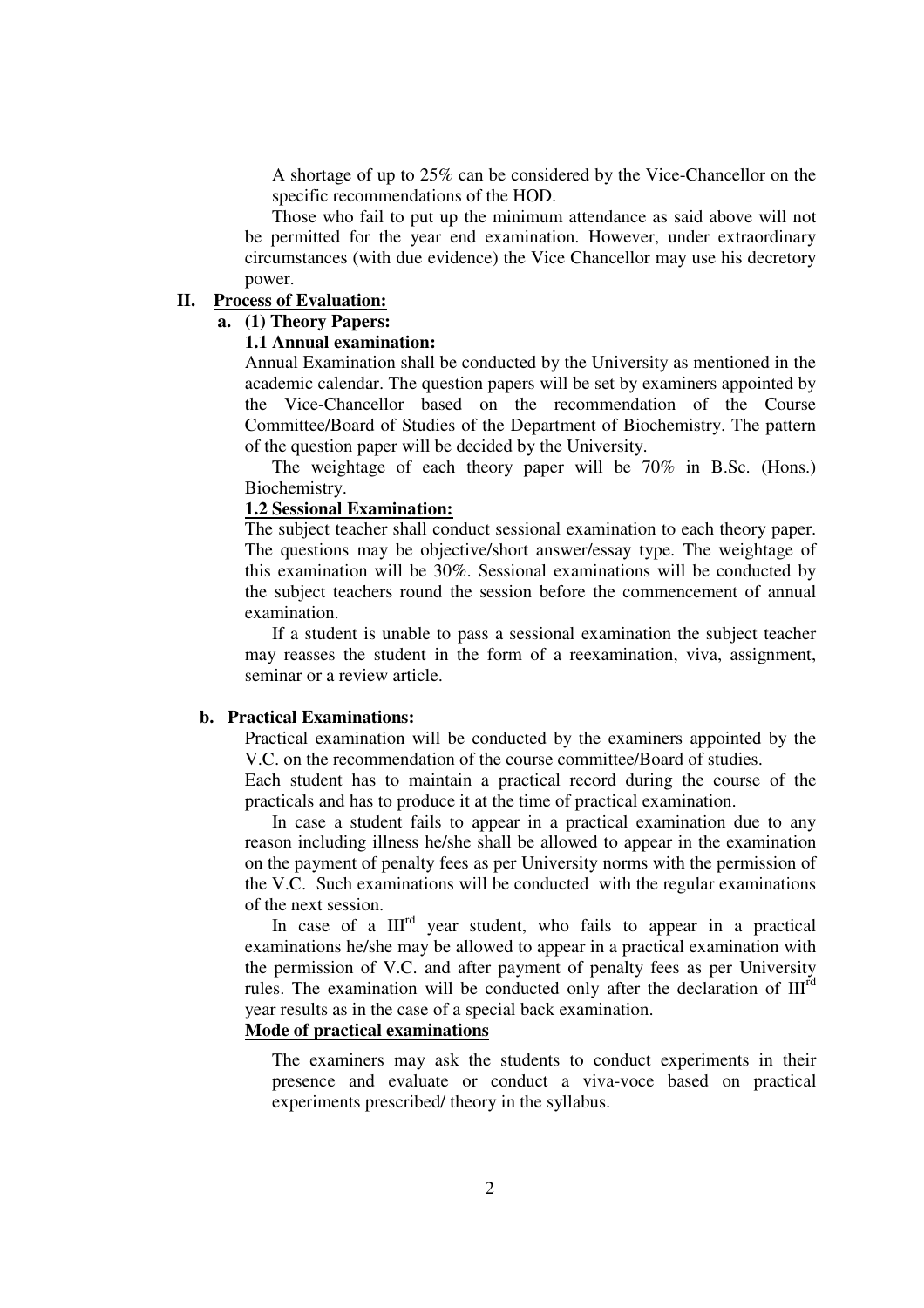A shortage of up to 25% can be considered by the Vice-Chancellor on the specific recommendations of the HOD.

Those who fail to put up the minimum attendance as said above will not be permitted for the year end examination. However, under extraordinary circumstances (with due evidence) the Vice Chancellor may use his decretory power.

## II. Process of Evaluation:

### a. (1) Theory Papers:

**1.1 Annual examination:**

Annual Examination shall be conducted by the University as mentioned in the academic calendar. The question papers will be set by examiners appointed by the Vice-Chancellor based on the recommendation of the Course Committee/Board of Studies of the Department of Biochemistry. The pattern of the question paper will be decided by the University.

The weightage of each theory paper will be 70% in B.Sc. (Hons.) Biochemistry.

**1.2 Sessional Examination:**

The subject teacher shall conduct sessional examination to each theory paper. The questions may be objective/short answer/essay type. The weightage of this examination will be 30%. Sessional examinations will be conducted by the subject teachers round the session before the commencement of annual examination.

If a student is unable to pass a sessional examination the subject teacher may reasses the student in the form of a reexamination, viva, assignment, seminar or a review article.

### b. Practical Examinations:

Practical examination will be conducted by the examiners appointed by the V.C. on the recommendation of the course committee/Board of studies.

Each student has to maintain a practical record during the course of the practicals and has to produce it at the time of practical examination.

In case a student fails to appear in a practical examination due to any reason including illness he/she shall be allowed to appear in the examination on the payment of penalty fees as per University norms with the permission of the V.C. Such examinations will be conducted with the regular examinations of the next session.

In case of a III[rd] year student, who fails to appear in a practical examinations he/she may be allowed to appear in a practical examination with the permission of V.C. and after payment of penalty fees as per University rules. The examination will be conducted only after the declaration of III[rd] year results as in the case of a special back examination.

**Mode of practical examinations**

The examiners may ask the students to conduct experiments in their presence and evaluate or conduct a viva-voce based on practical experiments prescribed/ theory in the syllabus.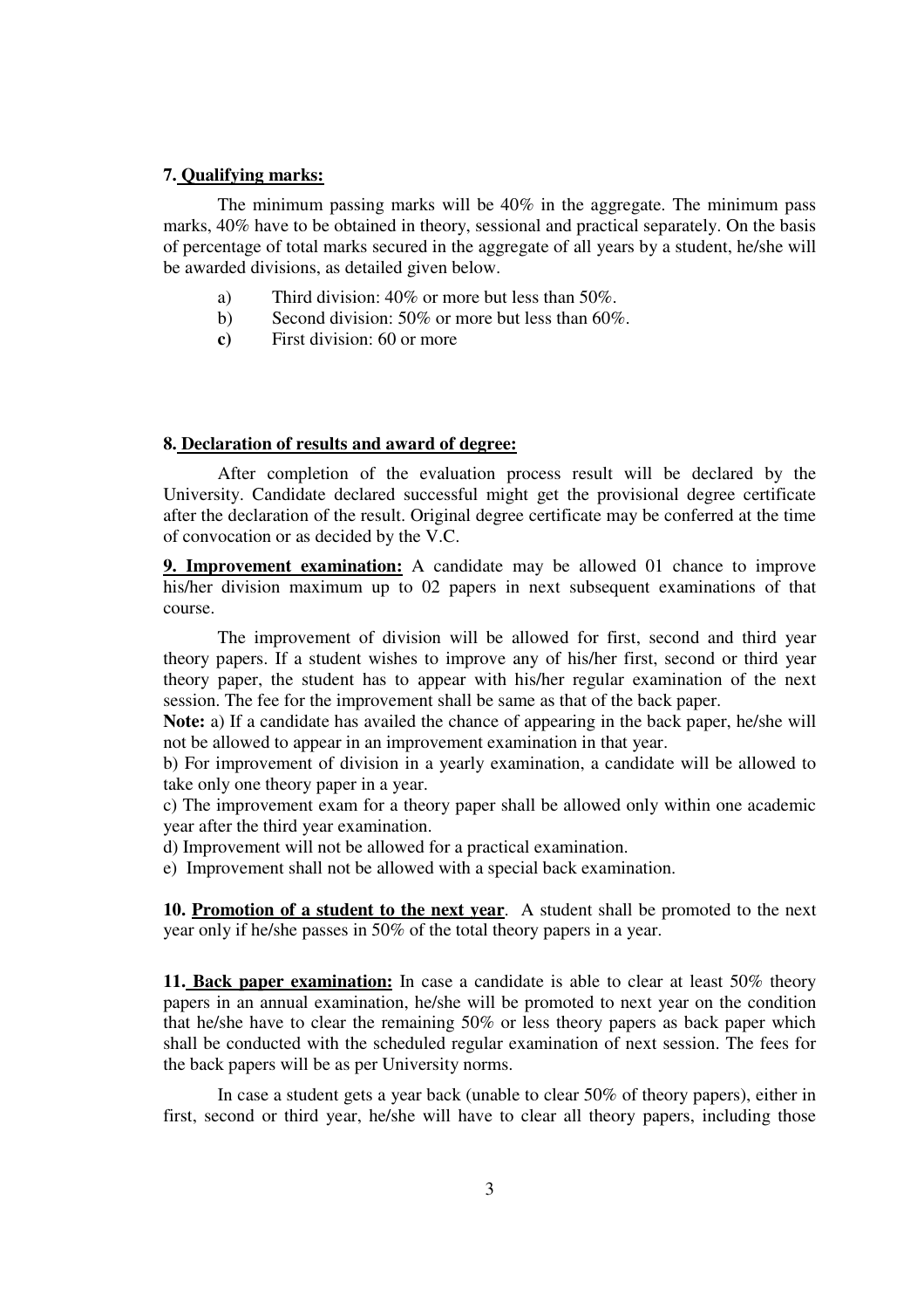**7. Qualifying marks:**

The minimum passing marks will be 40% in the aggregate. The minimum pass marks, 40% have to be obtained in theory, sessional and practical separately. On the basis of percentage of total marks secured in the aggregate of all years by a student, he/she will be awarded divisions, as detailed given below.

a) Third division: 40% or more but less than 50%.
b) Second division: 50% or more but less than 60%.
**c)** First division: 60 or more

**8. Declaration of results and award of degree:**

After completion of the evaluation process result will be declared by the University. Candidate declared successful might get the provisional degree certificate after the declaration of the result. Original degree certificate may be conferred at the time of convocation or as decided by the V.C.

**9. Improvement examination:** A candidate may be allowed 01 chance to improve his/her division maximum up to 02 papers in next subsequent examinations of that course.

The improvement of division will be allowed for first, second and third year theory papers. If a student wishes to improve any of his/her first, second or third year theory paper, the student has to appear with his/her regular examination of the next session. The fee for the improvement shall be same as that of the back paper.

**Note:** a) If a candidate has availed the chance of appearing in the back paper, he/she will not be allowed to appear in an improvement examination in that year.

b) For improvement of division in a yearly examination, a candidate will be allowed to take only one theory paper in a year.

c) The improvement exam for a theory paper shall be allowed only within one academic year after the third year examination.

d) Improvement will not be allowed for a practical examination.

e) Improvement shall not be allowed with a special back examination.

**10. Promotion of a student to the next year**. A student shall be promoted to the next year only if he/she passes in 50% of the total theory papers in a year.

**11. Back paper examination:** In case a candidate is able to clear at least 50% theory papers in an annual examination, he/she will be promoted to next year on the condition that he/she have to clear the remaining 50% or less theory papers as back paper which shall be conducted with the scheduled regular examination of next session. The fees for the back papers will be as per University norms.

In case a student gets a year back (unable to clear 50% of theory papers), either in first, second or third year, he/she will have to clear all theory papers, including those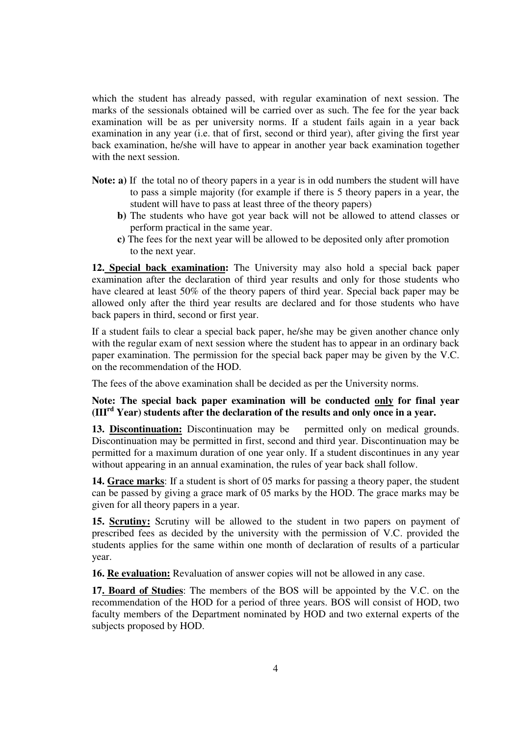which the student has already passed, with regular examination of next session. The marks of the sessionals obtained will be carried over as such. The fee for the year back examination will be as per university norms. If a student fails again in a year back examination in any year (i.e. that of first, second or third year), after giving the first year back examination, he/she will have to appear in another year back examination together with the next session.

**Note: a)** If the total no of theory papers in a year is in odd numbers the student will have to pass a simple majority (for example if there is 5 theory papers in a year, the student will have to pass at least three of the theory papers)

**b)** The students who have got year back will not be allowed to attend classes or perform practical in the same year.

**c)** The fees for the next year will be allowed to be deposited only after promotion to the next year.

**12. <u>Special back examination</u>:** The University may also hold a special back paper examination after the declaration of third year results and only for those students who have cleared at least 50% of the theory papers of third year. Special back paper may be allowed only after the third year results are declared and for those students who have back papers in third, second or first year.

If a student fails to clear a special back paper, he/she may be given another chance only with the regular exam of next session where the student has to appear in an ordinary back paper examination. The permission for the special back paper may be given by the V.C. on the recommendation of the HOD.

The fees of the above examination shall be decided as per the University norms.

**Note: The special back paper examination will be conducted <u>only</u> for final year (III[rd] Year) students after the declaration of the results and only once in a year.**

**13. <u>Discontinuation</u>:** Discontinuation may be permitted only on medical grounds. Discontinuation may be permitted in first, second and third year. Discontinuation may be permitted for a maximum duration of one year only. If a student discontinues in any year without appearing in an annual examination, the rules of year back shall follow.

**14. <u>Grace marks</u>**: If a student is short of 05 marks for passing a theory paper, the student can be passed by giving a grace mark of 05 marks by the HOD. The grace marks may be given for all theory papers in a year.

**15. <u>Scrutiny</u>:** Scrutiny will be allowed to the student in two papers on payment of prescribed fees as decided by the university with the permission of V.C. provided the students applies for the same within one month of declaration of results of a particular year.

**16. <u>Re evaluation</u>:** Revaluation of answer copies will not be allowed in any case.

**17. <u>Board of Studies</u>**: The members of the BOS will be appointed by the V.C. on the recommendation of the HOD for a period of three years. BOS will consist of HOD, two faculty members of the Department nominated by HOD and two external experts of the subjects proposed by HOD.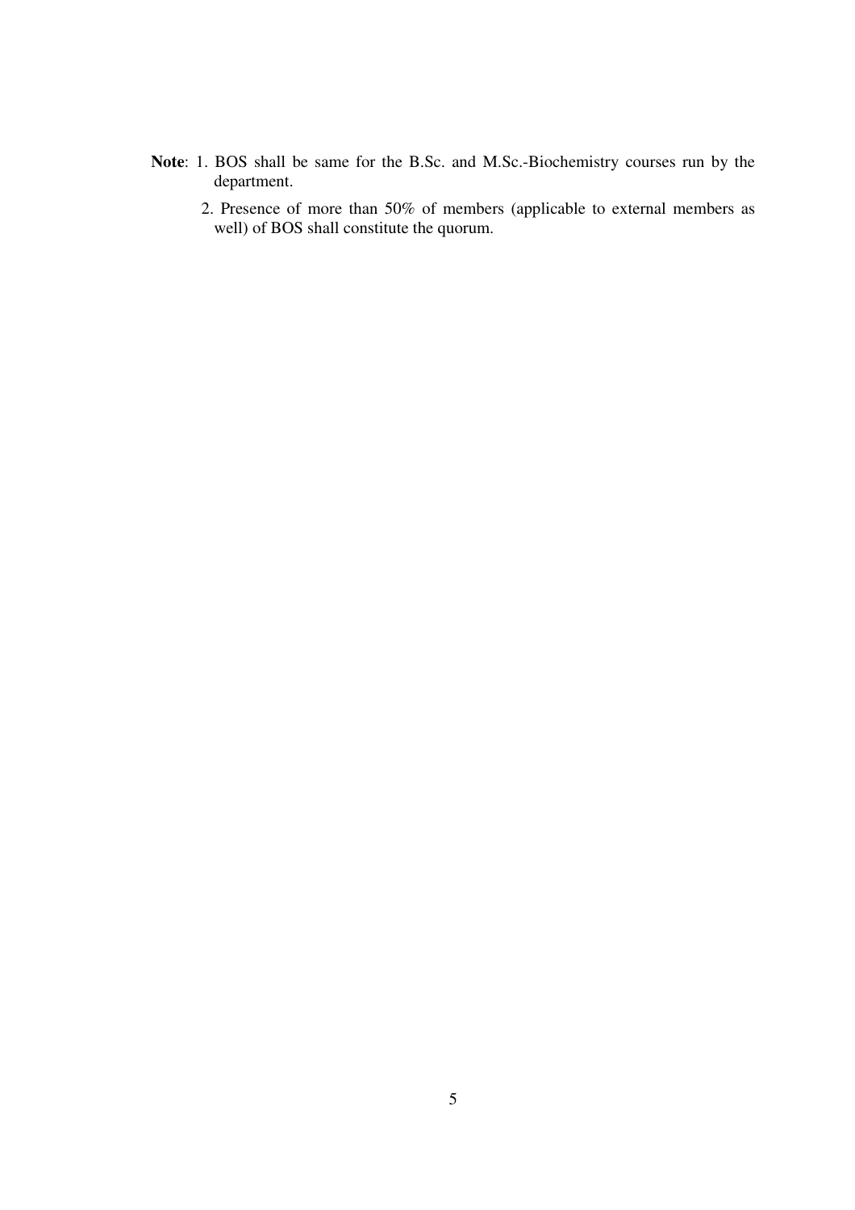**Note**: 1. BOS shall be same for the B.Sc. and M.Sc.-Biochemistry courses run by the department.

2. Presence of more than 50% of members (applicable to external members as well) of BOS shall constitute the quorum.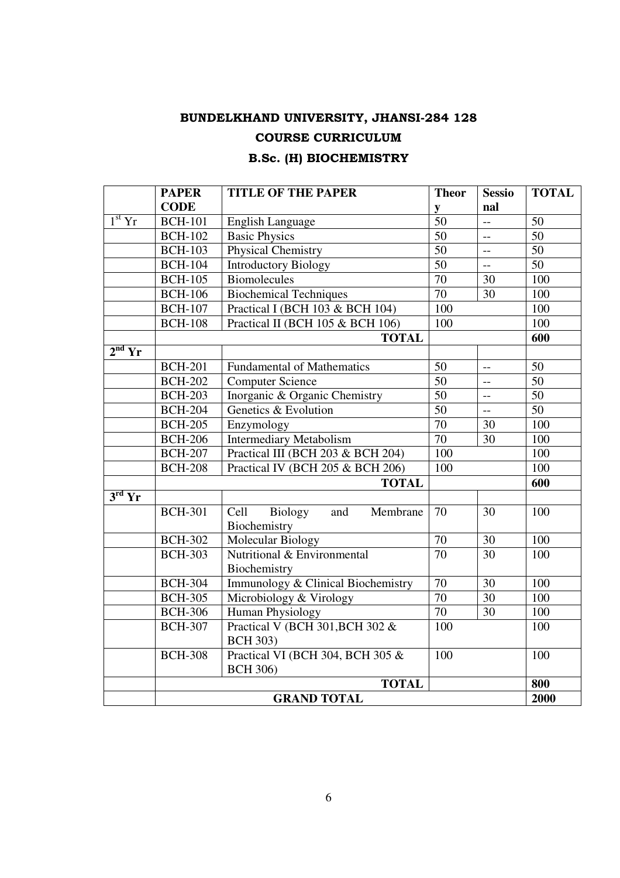# BUNDELKHAND UNIVERSITY, JHANSI-284 128

## COURSE CURRICULUM

## B.Sc. (H) BIOCHEMISTRY

| | PAPER CODE | TITLE OF THE PAPER | Theory | Sessional | TOTAL |
|---|---|---|---|---|---|
| 1st Yr | BCH-101 | English Language | 50 | -- | 50 |
| | BCH-102 | Basic Physics | 50 | -- | 50 |
| | BCH-103 | Physical Chemistry | 50 | -- | 50 |
| | BCH-104 | Introductory Biology | 50 | -- | 50 |
| | BCH-105 | Biomolecules | 70 | 30 | 100 |
| | BCH-106 | Biochemical Techniques | 70 | 30 | 100 |
| | BCH-107 | Practical I (BCH 103 & BCH 104) | 100 | | 100 |
| | BCH-108 | Practical II (BCH 105 & BCH 106) | 100 | | 100 |
| | | **TOTAL** | | | **600** |
| **2nd Yr** | | | | | |
| | BCH-201 | Fundamental of Mathematics | 50 | -- | 50 |
| | BCH-202 | Computer Science | 50 | -- | 50 |
| | BCH-203 | Inorganic & Organic Chemistry | 50 | -- | 50 |
| | BCH-204 | Genetics & Evolution | 50 | -- | 50 |
| | BCH-205 | Enzymology | 70 | 30 | 100 |
| | BCH-206 | Intermediary Metabolism | 70 | 30 | 100 |
| | BCH-207 | Practical III (BCH 203 & BCH 204) | 100 | | 100 |
| | BCH-208 | Practical IV (BCH 205 & BCH 206) | 100 | | 100 |
| | | **TOTAL** | | | **600** |
| **3rd Yr** | | | | | |
| | BCH-301 | Cell Biology and Membrane Biochemistry | 70 | 30 | 100 |
| | BCH-302 | Molecular Biology | 70 | 30 | 100 |
| | BCH-303 | Nutritional & Environmental Biochemistry | 70 | 30 | 100 |
| | BCH-304 | Immunology & Clinical Biochemistry | 70 | 30 | 100 |
| | BCH-305 | Microbiology & Virology | 70 | 30 | 100 |
| | BCH-306 | Human Physiology | 70 | 30 | 100 |
| | BCH-307 | Practical V (BCH 301,BCH 302 & BCH 303) | 100 | | 100 |
| | BCH-308 | Practical VI (BCH 304, BCH 305 & BCH 306) | 100 | | 100 |
| | | **TOTAL** | | | **800** |
| | | **GRAND TOTAL** | | | **2000** |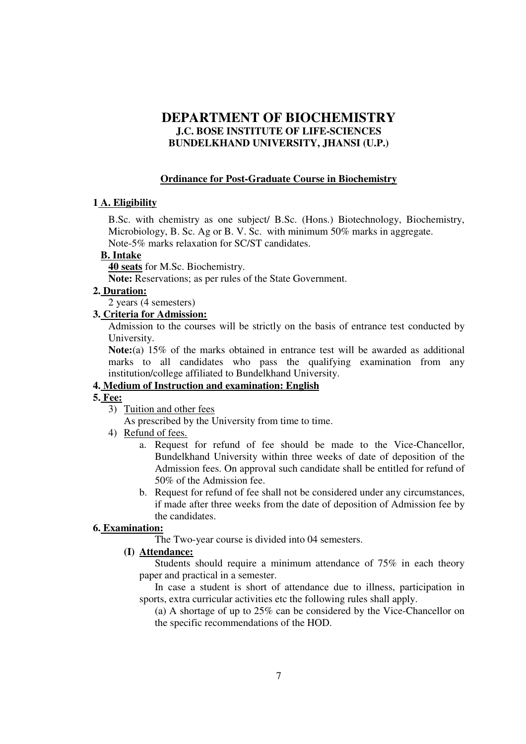# DEPARTMENT OF BIOCHEMISTRY

**J.C. BOSE INSTITUTE OF LIFE-SCIENCES**
**BUNDELKHAND UNIVERSITY, JHANSI (U.P.)**

**Ordinance for Post-Graduate Course in Biochemistry**

**1 A. Eligibility**

B.Sc. with chemistry as one subject/ B.Sc. (Hons.) Biotechnology, Biochemistry, Microbiology, B. Sc. Ag or B. V. Sc. with minimum 50% marks in aggregate.
Note-5% marks relaxation for SC/ST candidates.

**B. Intake**

**40 seats** for M.Sc. Biochemistry.

**Note:** Reservations; as per rules of the State Government.

**2. Duration:**

2 years (4 semesters)

**3. Criteria for Admission:**

Admission to the courses will be strictly on the basis of entrance test conducted by University.

**Note:**(a) 15% of the marks obtained in entrance test will be awarded as additional marks to all candidates who pass the qualifying examination from any institution/college affiliated to Bundelkhand University.

**4. Medium of Instruction and examination: English**

**5. Fee:**

3) Tuition and other fees

As prescribed by the University from time to time.

4) Refund of fees.

a. Request for refund of fee should be made to the Vice-Chancellor, Bundelkhand University within three weeks of date of deposition of the Admission fees. On approval such candidate shall be entitled for refund of 50% of the Admission fee.

b. Request for refund of fee shall not be considered under any circumstances, if made after three weeks from the date of deposition of Admission fee by the candidates.

**6. Examination:**

The Two-year course is divided into 04 semesters.

**(I) Attendance:**

Students should require a minimum attendance of 75% in each theory paper and practical in a semester.

In case a student is short of attendance due to illness, participation in sports, extra curricular activities etc the following rules shall apply.

(a) A shortage of up to 25% can be considered by the Vice-Chancellor on the specific recommendations of the HOD.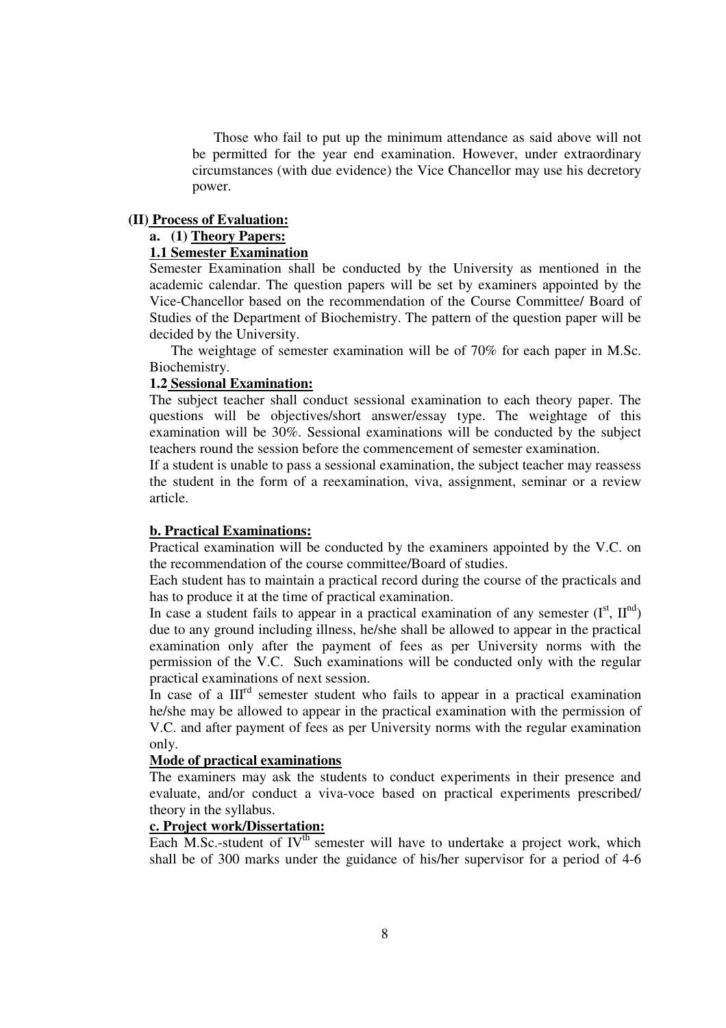Those who fail to put up the minimum attendance as said above will not be permitted for the year end examination. However, under extraordinary circumstances (with due evidence) the Vice Chancellor may use his decretory power.

**(II) <u>Process of Evaluation:</u>**

**a. (1) <u>Theory Papers:</u>**

**<u>1.1 Semester Examination</u>**

Semester Examination shall be conducted by the University as mentioned in the academic calendar. The question papers will be set by examiners appointed by the Vice-Chancellor based on the recommendation of the Course Committee/ Board of Studies of the Department of Biochemistry. The pattern of the question paper will be decided by the University.

The weightage of semester examination will be of 70% for each paper in M.Sc. Biochemistry.

**1.2 <u>Sessional Examination:</u>**

The subject teacher shall conduct sessional examination to each theory paper. The questions will be objectives/short answer/essay type. The weightage of this examination will be 30%. Sessional examinations will be conducted by the subject teachers round the session before the commencement of semester examination.

If a student is unable to pass a sessional examination, the subject teacher may reassess the student in the form of a reexamination, viva, assignment, seminar or a review article.

**<u>b. Practical Examinations:</u>**

Practical examination will be conducted by the examiners appointed by the V.C. on the recommendation of the course committee/Board of studies.

Each student has to maintain a practical record during the course of the practicals and has to produce it at the time of practical examination.

In case a student fails to appear in a practical examination of any semester (I$^{st}$, II$^{nd}$) due to any ground including illness, he/she shall be allowed to appear in the practical examination only after the payment of fees as per University norms with the permission of the V.C. Such examinations will be conducted only with the regular practical examinations of next session.

In case of a III$^{rd}$ semester student who fails to appear in a practical examination he/she may be allowed to appear in the practical examination with the permission of V.C. and after payment of fees as per University norms with the regular examination only.

**<u>Mode of practical examinations</u>**

The examiners may ask the students to conduct experiments in their presence and evaluate, and/or conduct a viva-voce based on practical experiments prescribed/ theory in the syllabus.

**<u>c. Project work/Dissertation:</u>**

Each M.Sc.-student of IV$^{th}$ semester will have to undertake a project work, which shall be of 300 marks under the guidance of his/her supervisor for a period of 4-6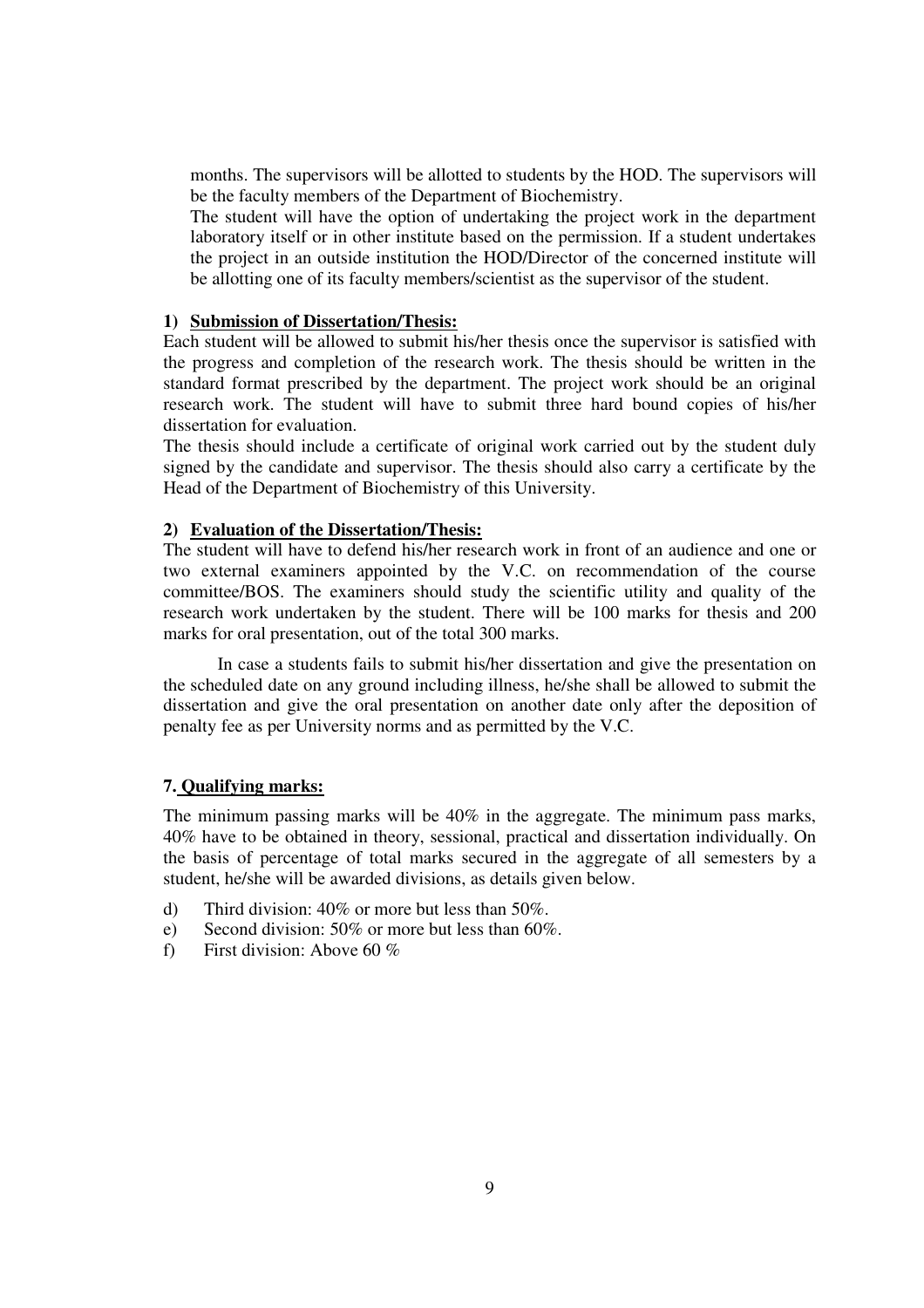months. The supervisors will be allotted to students by the HOD. The supervisors will be the faculty members of the Department of Biochemistry.

The student will have the option of undertaking the project work in the department laboratory itself or in other institute based on the permission. If a student undertakes the project in an outside institution the HOD/Director of the concerned institute will be allotting one of its faculty members/scientist as the supervisor of the student.

**1) Submission of Dissertation/Thesis:**

Each student will be allowed to submit his/her thesis once the supervisor is satisfied with the progress and completion of the research work. The thesis should be written in the standard format prescribed by the department. The project work should be an original research work. The student will have to submit three hard bound copies of his/her dissertation for evaluation.

The thesis should include a certificate of original work carried out by the student duly signed by the candidate and supervisor. The thesis should also carry a certificate by the Head of the Department of Biochemistry of this University.

**2) Evaluation of the Dissertation/Thesis:**

The student will have to defend his/her research work in front of an audience and one or two external examiners appointed by the V.C. on recommendation of the course committee/BOS. The examiners should study the scientific utility and quality of the research work undertaken by the student. There will be 100 marks for thesis and 200 marks for oral presentation, out of the total 300 marks.

In case a students fails to submit his/her dissertation and give the presentation on the scheduled date on any ground including illness, he/she shall be allowed to submit the dissertation and give the oral presentation on another date only after the deposition of penalty fee as per University norms and as permitted by the V.C.

**7. Qualifying marks:**

The minimum passing marks will be 40% in the aggregate. The minimum pass marks, 40% have to be obtained in theory, sessional, practical and dissertation individually. On the basis of percentage of total marks secured in the aggregate of all semesters by a student, he/she will be awarded divisions, as details given below.

d) Third division: 40% or more but less than 50%.
e) Second division: 50% or more but less than 60%.
f) First division: Above 60 %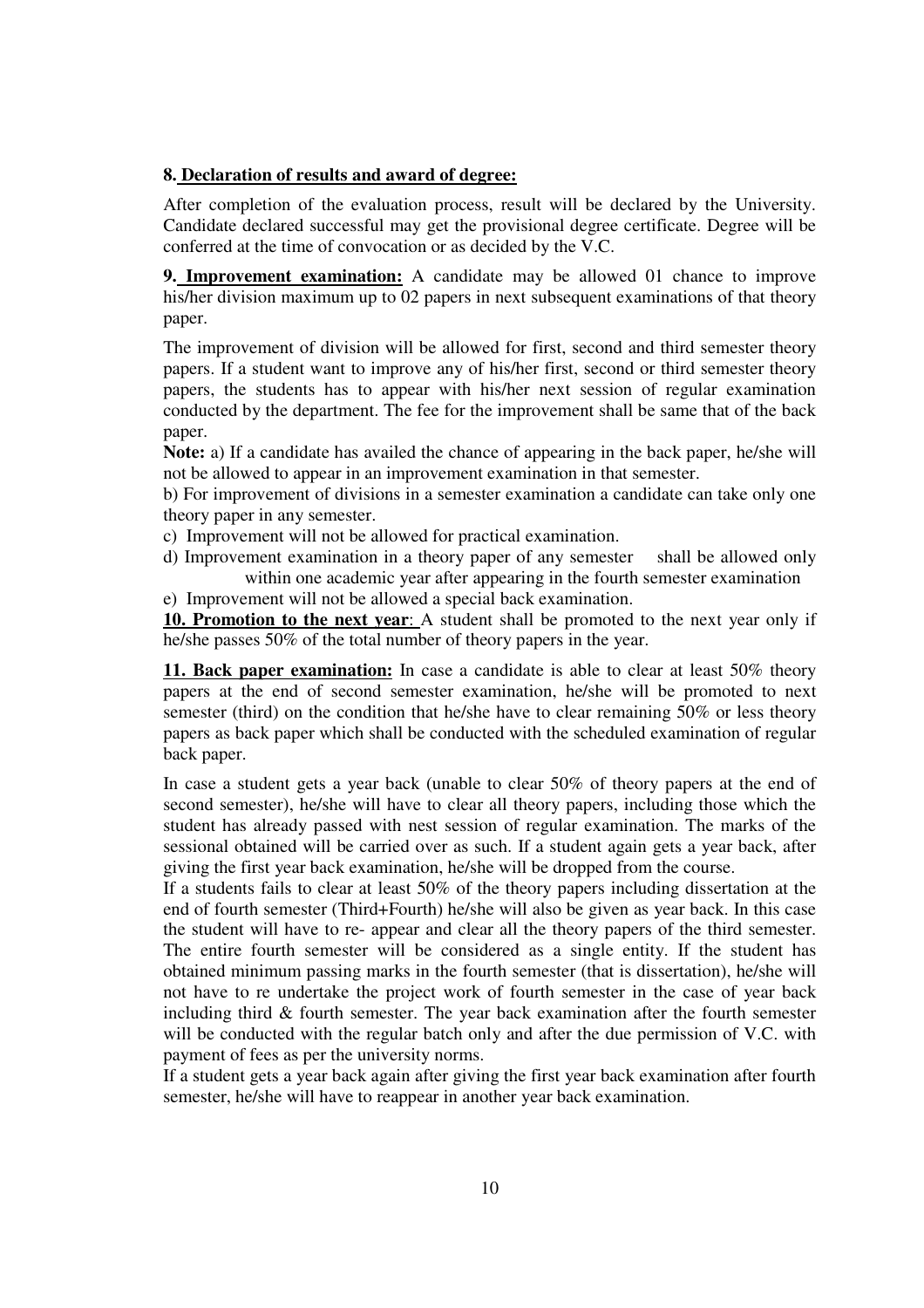**8. Declaration of results and award of degree:**

After completion of the evaluation process, result will be declared by the University. Candidate declared successful may get the provisional degree certificate. Degree will be conferred at the time of convocation or as decided by the V.C.

**9. Improvement examination:** A candidate may be allowed 01 chance to improve his/her division maximum up to 02 papers in next subsequent examinations of that theory paper.

The improvement of division will be allowed for first, second and third semester theory papers. If a student want to improve any of his/her first, second or third semester theory papers, the students has to appear with his/her next session of regular examination conducted by the department. The fee for the improvement shall be same that of the back paper.

**Note:** a) If a candidate has availed the chance of appearing in the back paper, he/she will not be allowed to appear in an improvement examination in that semester.

b) For improvement of divisions in a semester examination a candidate can take only one theory paper in any semester.

c) Improvement will not be allowed for practical examination.

d) Improvement examination in a theory paper of any semester shall be allowed only within one academic year after appearing in the fourth semester examination

e) Improvement will not be allowed a special back examination.

**10. Promotion to the next year**: A student shall be promoted to the next year only if he/she passes 50% of the total number of theory papers in the year.

**11. Back paper examination:** In case a candidate is able to clear at least 50% theory papers at the end of second semester examination, he/she will be promoted to next semester (third) on the condition that he/she have to clear remaining 50% or less theory papers as back paper which shall be conducted with the scheduled examination of regular back paper.

In case a student gets a year back (unable to clear 50% of theory papers at the end of second semester), he/she will have to clear all theory papers, including those which the student has already passed with nest session of regular examination. The marks of the sessional obtained will be carried over as such. If a student again gets a year back, after giving the first year back examination, he/she will be dropped from the course.

If a students fails to clear at least 50% of the theory papers including dissertation at the end of fourth semester (Third+Fourth) he/she will also be given as year back. In this case the student will have to re- appear and clear all the theory papers of the third semester. The entire fourth semester will be considered as a single entity. If the student has obtained minimum passing marks in the fourth semester (that is dissertation), he/she will not have to re undertake the project work of fourth semester in the case of year back including third & fourth semester. The year back examination after the fourth semester will be conducted with the regular batch only and after the due permission of V.C. with payment of fees as per the university norms.

If a student gets a year back again after giving the first year back examination after fourth semester, he/she will have to reappear in another year back examination.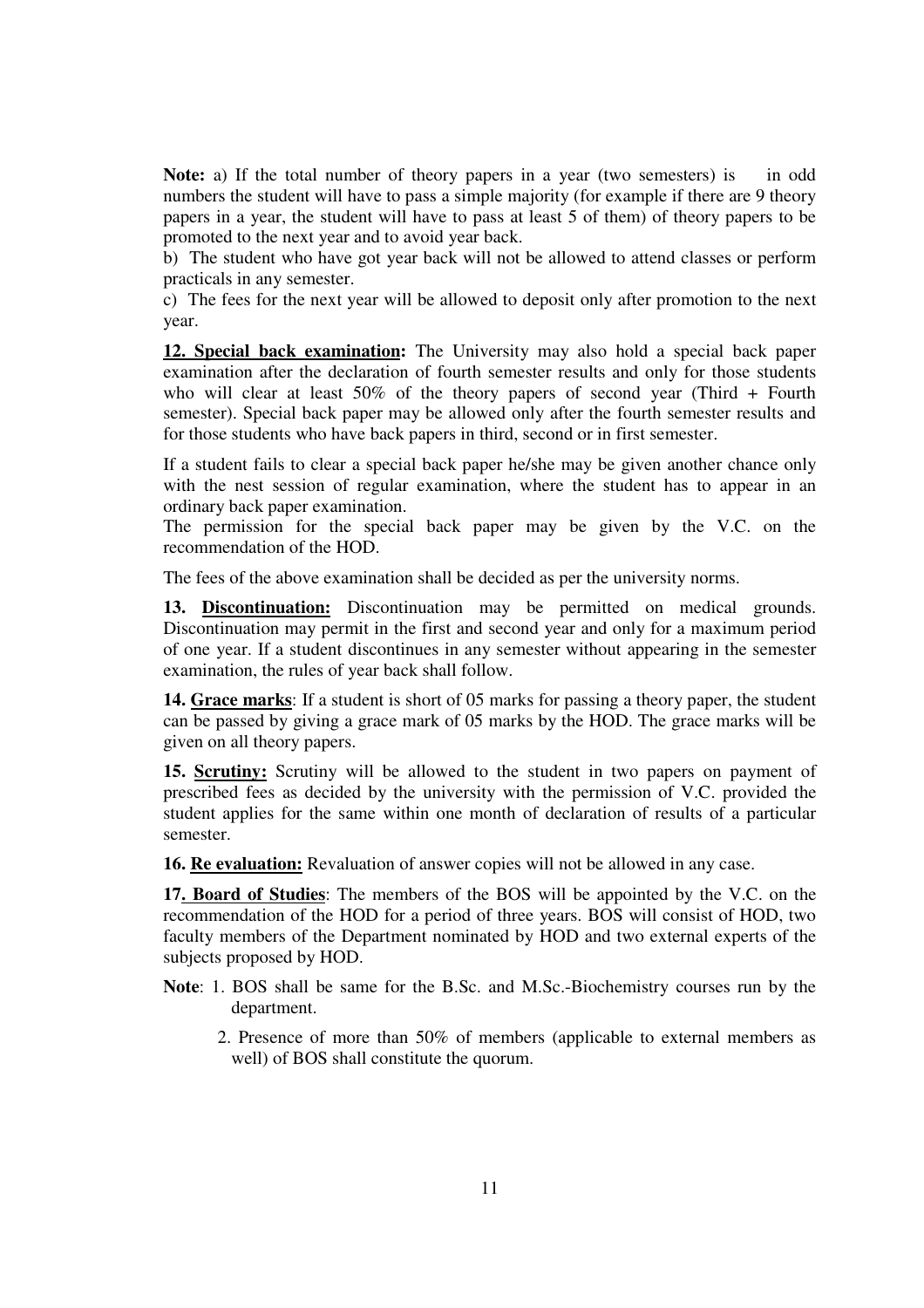**Note:** a) If the total number of theory papers in a year (two semesters) is in odd numbers the student will have to pass a simple majority (for example if there are 9 theory papers in a year, the student will have to pass at least 5 of them) of theory papers to be promoted to the next year and to avoid year back.

b) The student who have got year back will not be allowed to attend classes or perform practicals in any semester.

c) The fees for the next year will be allowed to deposit only after promotion to the next year.

**12. <u>Special back examination</u>:** The University may also hold a special back paper examination after the declaration of fourth semester results and only for those students who will clear at least 50% of the theory papers of second year (Third + Fourth semester). Special back paper may be allowed only after the fourth semester results and for those students who have back papers in third, second or in first semester.

If a student fails to clear a special back paper he/she may be given another chance only with the nest session of regular examination, where the student has to appear in an ordinary back paper examination.

The permission for the special back paper may be given by the V.C. on the recommendation of the HOD.

The fees of the above examination shall be decided as per the university norms.

**13. <u>Discontinuation:</u>** Discontinuation may be permitted on medical grounds. Discontinuation may permit in the first and second year and only for a maximum period of one year. If a student discontinues in any semester without appearing in the semester examination, the rules of year back shall follow.

**14. <u>Grace marks</u>**: If a student is short of 05 marks for passing a theory paper, the student can be passed by giving a grace mark of 05 marks by the HOD. The grace marks will be given on all theory papers.

**15. <u>Scrutiny:</u>** Scrutiny will be allowed to the student in two papers on payment of prescribed fees as decided by the university with the permission of V.C. provided the student applies for the same within one month of declaration of results of a particular semester.

**16. <u>Re evaluation:</u>** Revaluation of answer copies will not be allowed in any case.

**17. <u>Board of Studies</u>**: The members of the BOS will be appointed by the V.C. on the recommendation of the HOD for a period of three years. BOS will consist of HOD, two faculty members of the Department nominated by HOD and two external experts of the subjects proposed by HOD.

**Note**: 1. BOS shall be same for the B.Sc. and M.Sc.-Biochemistry courses run by the department.

2. Presence of more than 50% of members (applicable to external members as well) of BOS shall constitute the quorum.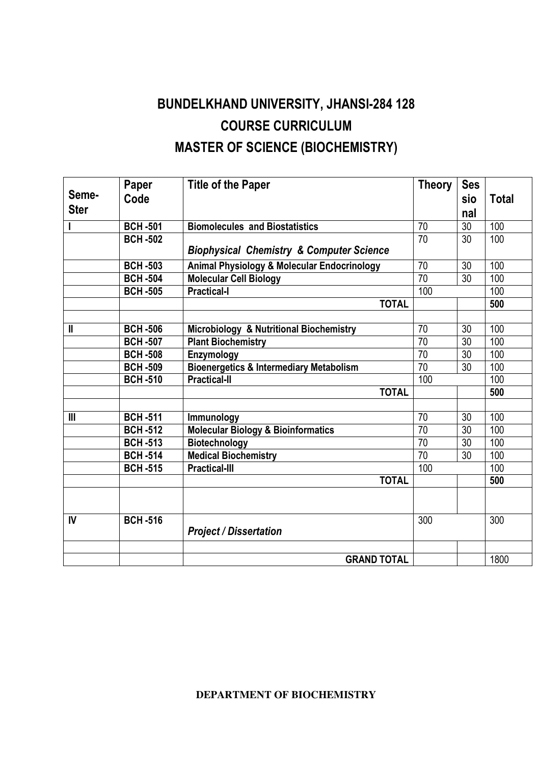# BUNDELKHAND UNIVERSITY, JHANSI-284 128

# COURSE CURRICULUM

# MASTER OF SCIENCE (BIOCHEMISTRY)

| Seme-Ster | Paper Code | Title of the Paper | Theory | Sessional | Total |
|---|---|---|---|---|---|
| **I** | **BCH -501** | **Biomolecules and Biostatistics** | 70 | 30 | 100 |
| | **BCH -502** | ***Biophysical Chemistry & Computer Science*** | 70 | 30 | 100 |
| | **BCH -503** | **Animal Physiology & Molecular Endocrinology** | 70 | 30 | 100 |
| | **BCH -504** | **Molecular Cell Biology** | 70 | 30 | 100 |
| | **BCH -505** | **Practical-I** | 100 | | 100 |
| | | **TOTAL** | | | **500** |
| | | | | | |
| **II** | **BCH -506** | **Microbiology & Nutritional Biochemistry** | 70 | 30 | 100 |
| | **BCH -507** | **Plant Biochemistry** | 70 | 30 | 100 |
| | **BCH -508** | **Enzymology** | 70 | 30 | 100 |
| | **BCH -509** | **Bioenergetics & Intermediary Metabolism** | 70 | 30 | 100 |
| | **BCH -510** | **Practical-II** | 100 | | 100 |
| | | **TOTAL** | | | **500** |
| | | | | | |
| **III** | **BCH -511** | **Immunology** | 70 | 30 | 100 |
| | **BCH -512** | **Molecular Biology & Bioinformatics** | 70 | 30 | 100 |
| | **BCH -513** | **Biotechnology** | 70 | 30 | 100 |
| | **BCH -514** | **Medical Biochemistry** | 70 | 30 | 100 |
| | **BCH -515** | **Practical-III** | 100 | | 100 |
| | | **TOTAL** | | | **500** |
| | | | | | |
| **IV** | **BCH -516** | ***Project / Dissertation*** | 300 | | 300 |
| | | | | | |
| | | **GRAND TOTAL** | | | 1800 |

**DEPARTMENT OF BIOCHEMISTRY**